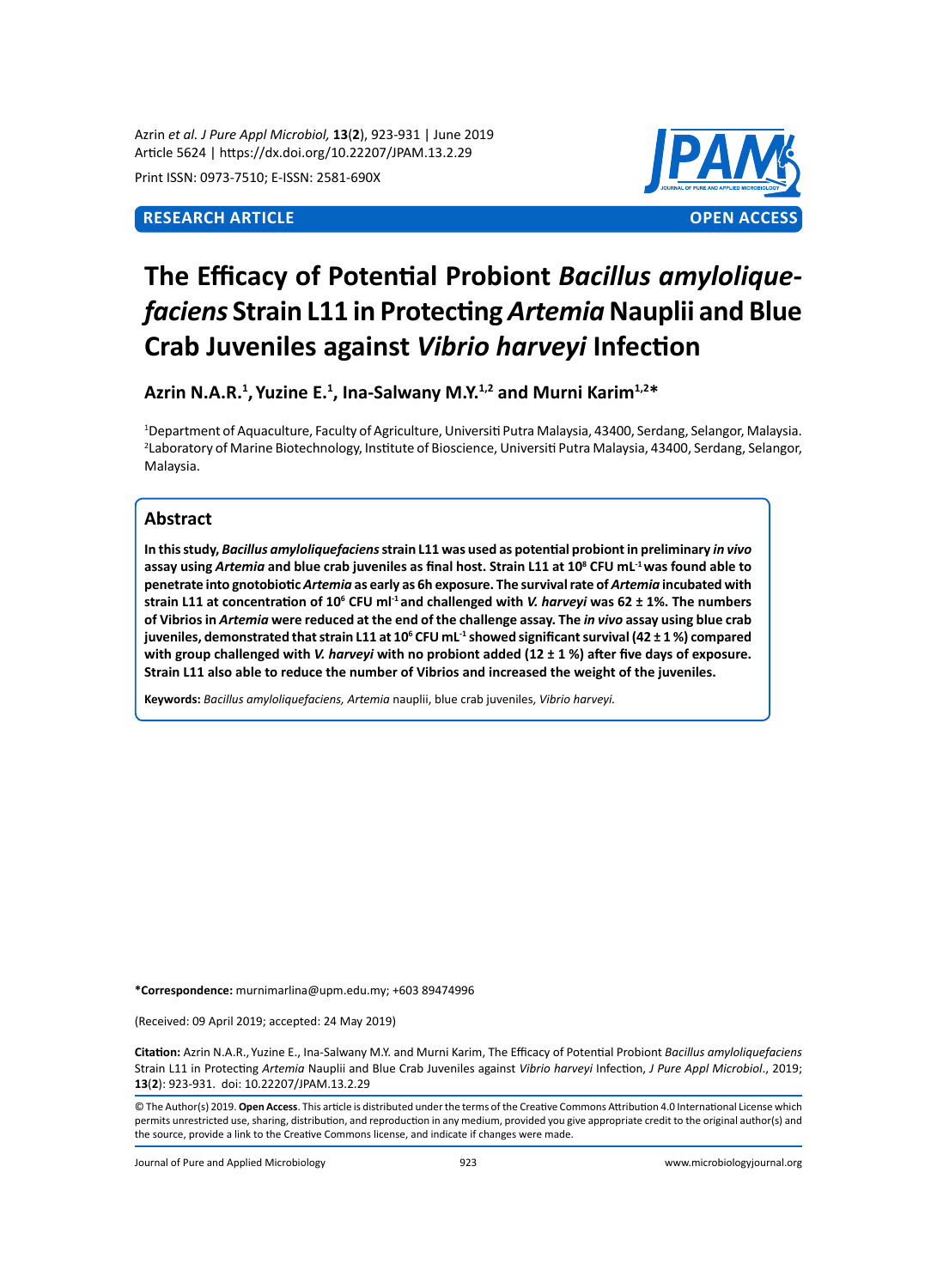RESEARCH ARTICLE | OPEN ACCESS

# The Efficacy of Potential Probiont *Bacillus amyloliquefaciens* Strain L11 in Protecting *Artemia* Nauplii and Blue Crab Juveniles against *Vibrio harveyi* Infection

**Azrin N.A.R.[1], Yuzine E.[1], Ina-Salwany M.Y.[1,2] and Murni Karim[1,2]***

[1]Department of Aquaculture, Faculty of Agriculture, Universiti Putra Malaysia, 43400, Serdang, Selangor, Malaysia.
[2]Laboratory of Marine Biotechnology, Institute of Bioscience, Universiti Putra Malaysia, 43400, Serdang, Selangor, Malaysia.

## Abstract

**In this study, *Bacillus amyloliquefaciens* strain L11 was used as potential probiont in preliminary *in vivo* assay using *Artemia* and blue crab juveniles as final host. Strain L11 at $10^8$ CFU $mL^{-1}$ was found able to penetrate into gnotobiotic *Artemia* as early as 6h exposure. The survival rate of *Artemia* incubated with strain L11 at concentration of $10^6$ CFU $ml^{-1}$ and challenged with *V. harveyi* was 62 ± 1%. The numbers of Vibrios in *Artemia* were reduced at the end of the challenge assay. The *in vivo* assay using blue crab juveniles, demonstrated that strain L11 at $10^6$ CFU $mL^{-1}$ showed significant survival (42 ± 1 %) compared with group challenged with *V. harveyi* with no probiont added (12 ± 1 %) after five days of exposure. Strain L11 also able to reduce the number of Vibrios and increased the weight of the juveniles.**

**Keywords:** *Bacillus amyloliquefaciens, Artemia* nauplii, blue crab juveniles, *Vibrio harveyi.*

***Correspondence:** murnimarlina@upm.edu.my; +603 89474996

(Received: 09 April 2019; accepted: 24 May 2019)

**Citation:** Azrin N.A.R., Yuzine E., Ina-Salwany M.Y. and Murni Karim, The Efficacy of Potential Probiont *Bacillus amyloliquefaciens* Strain L11 in Protecting *Artemia* Nauplii and Blue Crab Juveniles against *Vibrio harveyi* Infection, *J Pure Appl Microbiol*., 2019; **13**(**2**): 923-931. doi: 10.22207/JPAM.13.2.29

© The Author(s) 2019. **Open Access**. This article is distributed under the terms of the Creative Commons Attribution 4.0 International License which permits unrestricted use, sharing, distribution, and reproduction in any medium, provided you give appropriate credit to the original author(s) and the source, provide a link to the Creative Commons license, and indicate if changes were made.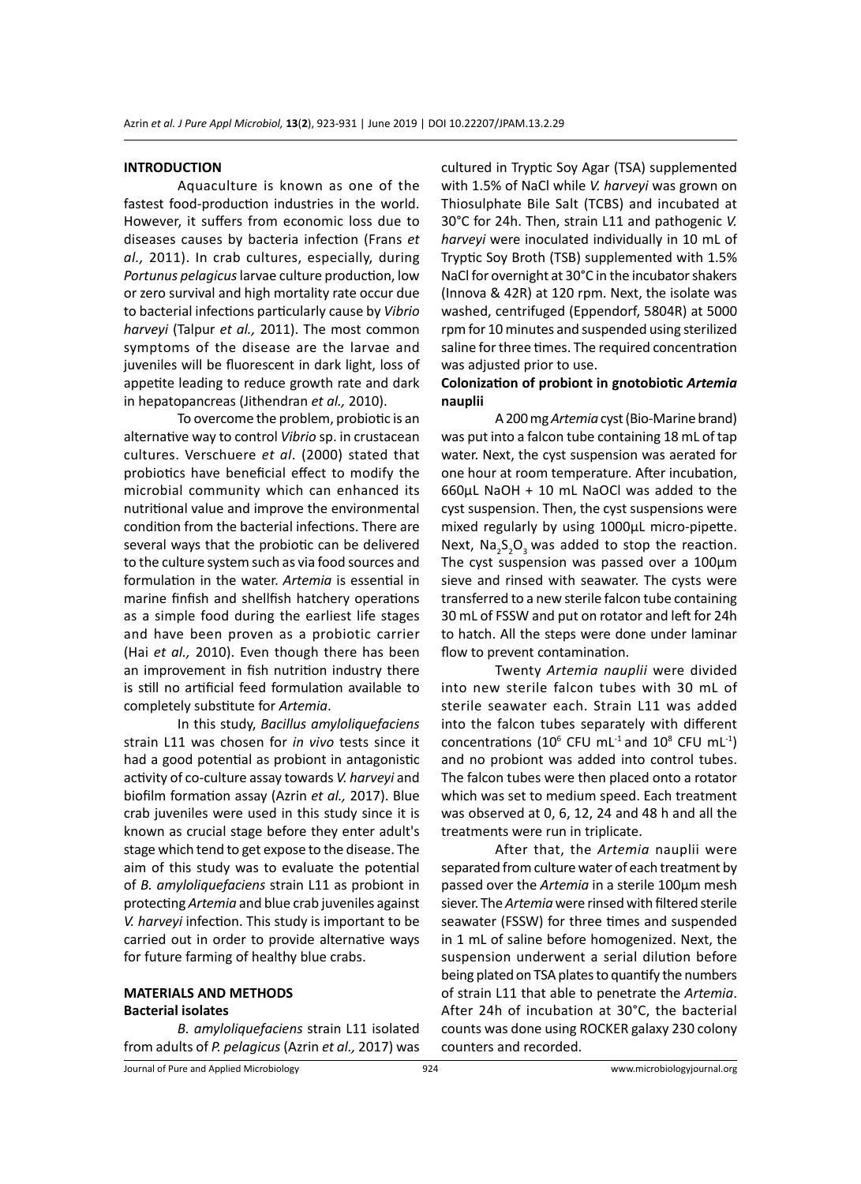## INTRODUCTION

Aquaculture is known as one of the fastest food-production industries in the world. However, it suffers from economic loss due to diseases causes by bacteria infection (Frans *et al.,* 2011). In crab cultures, especially, during *Portunus pelagicus* larvae culture production, low or zero survival and high mortality rate occur due to bacterial infections particularly cause by *Vibrio harveyi* (Talpur *et al.,* 2011). The most common symptoms of the disease are the larvae and juveniles will be fluorescent in dark light, loss of appetite leading to reduce growth rate and dark in hepatopancreas (Jithendran *et al.,* 2010).

To overcome the problem, probiotic is an alternative way to control *Vibrio* sp. in crustacean cultures. Verschuere *et al*. (2000) stated that probiotics have beneficial effect to modify the microbial community which can enhanced its nutritional value and improve the environmental condition from the bacterial infections. There are several ways that the probiotic can be delivered to the culture system such as via food sources and formulation in the water. *Artemia* is essential in marine finfish and shellfish hatchery operations as a simple food during the earliest life stages and have been proven as a probiotic carrier (Hai *et al.,* 2010). Even though there has been an improvement in fish nutrition industry there is still no artificial feed formulation available to completely substitute for *Artemia*.

In this study, *Bacillus amyloliquefaciens* strain L11 was chosen for *in vivo* tests since it had a good potential as probiont in antagonistic activity of co-culture assay towards *V. harveyi* and biofilm formation assay (Azrin *et al.,* 2017). Blue crab juveniles were used in this study since it is known as crucial stage before they enter adult's stage which tend to get expose to the disease. The aim of this study was to evaluate the potential of *B. amyloliquefaciens* strain L11 as probiont in protecting *Artemia* and blue crab juveniles against *V. harveyi* infection. This study is important to be carried out in order to provide alternative ways for future farming of healthy blue crabs.

## MATERIALS AND METHODS

### Bacterial isolates

*B. amyloliquefaciens* strain L11 isolated from adults of *P. pelagicus* (Azrin *et al.,* 2017) was cultured in Tryptic Soy Agar (TSA) supplemented with 1.5% of NaCl while *V. harveyi* was grown on Thiosulphate Bile Salt (TCBS) and incubated at 30°C for 24h. Then, strain L11 and pathogenic *V. harveyi* were inoculated individually in 10 mL of Tryptic Soy Broth (TSB) supplemented with 1.5% NaCl for overnight at 30°C in the incubator shakers (Innova & 42R) at 120 rpm. Next, the isolate was washed, centrifuged (Eppendorf, 5804R) at 5000 rpm for 10 minutes and suspended using sterilized saline for three times. The required concentration was adjusted prior to use.

### Colonization of probiont in gnotobiotic *Artemia* nauplii

A 200 mg *Artemia* cyst (Bio-Marine brand) was put into a falcon tube containing 18 mL of tap water. Next, the cyst suspension was aerated for one hour at room temperature. After incubation, 660µL NaOH + 10 mL NaOCl was added to the cyst suspension. Then, the cyst suspensions were mixed regularly by using 1000µL micro-pipette. Next, $Na_2S_2O_3$ was added to stop the reaction. The cyst suspension was passed over a 100µm sieve and rinsed with seawater. The cysts were transferred to a new sterile falcon tube containing 30 mL of FSSW and put on rotator and left for 24h to hatch. All the steps were done under laminar flow to prevent contamination.

Twenty *Artemia nauplii* were divided into new sterile falcon tubes with 30 mL of sterile seawater each. Strain L11 was added into the falcon tubes separately with different concentrations ($10^6$ CFU $mL^{-1}$ and $10^8$ CFU $mL^{-1}$) and no probiont was added into control tubes. The falcon tubes were then placed onto a rotator which was set to medium speed. Each treatment was observed at 0, 6, 12, 24 and 48 h and all the treatments were run in triplicate.

After that, the *Artemia* nauplii were separated from culture water of each treatment by passed over the *Artemia* in a sterile 100µm mesh siever. The *Artemia* were rinsed with filtered sterile seawater (FSSW) for three times and suspended in 1 mL of saline before homogenized. Next, the suspension underwent a serial dilution before being plated on TSA plates to quantify the numbers of strain L11 that able to penetrate the *Artemia*. After 24h of incubation at 30°C, the bacterial counts was done using ROCKER galaxy 230 colony counters and recorded.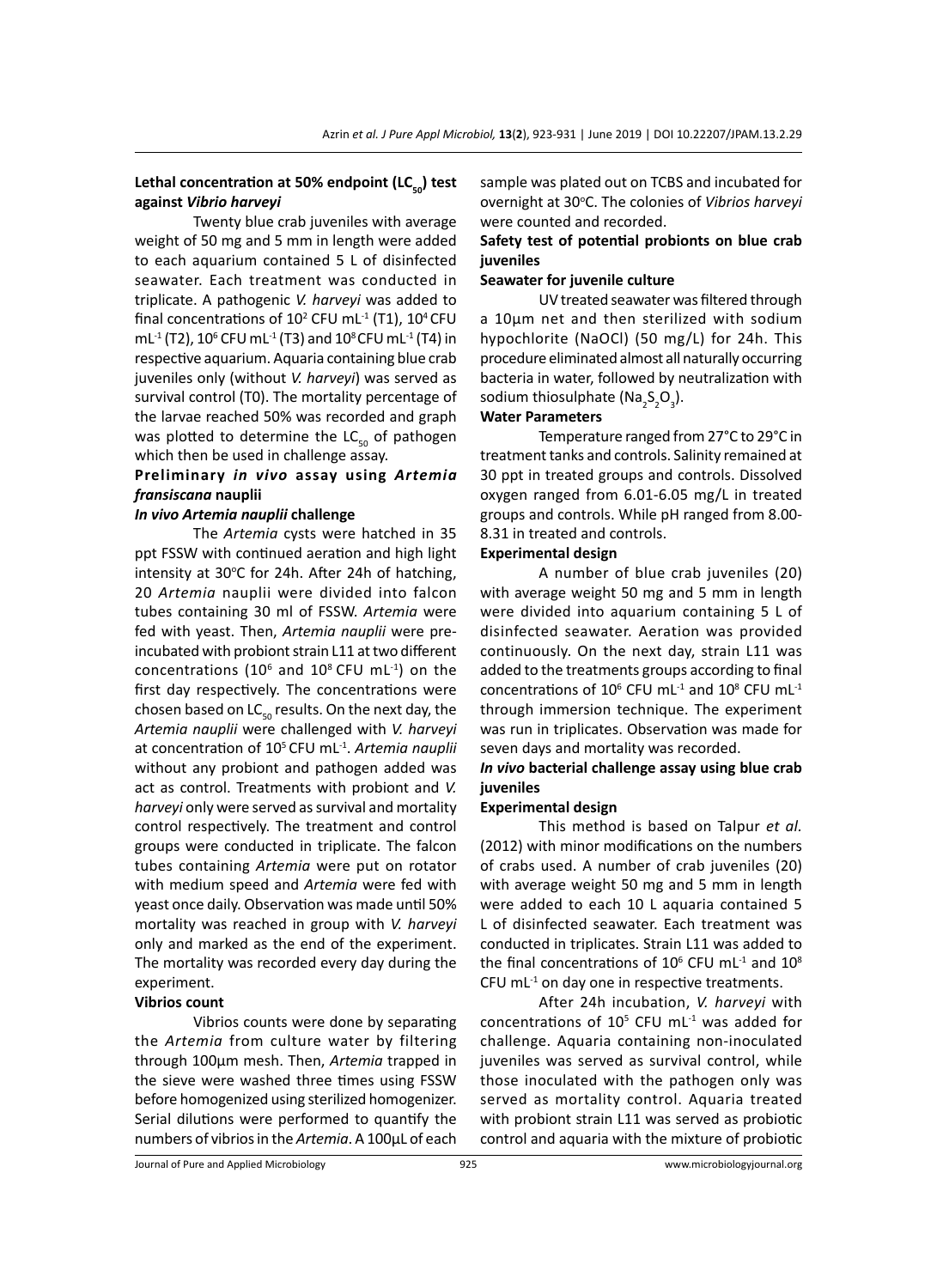### Lethal concentration at 50% endpoint ($LC_{50}$) test against *Vibrio harveyi*

Twenty blue crab juveniles with average weight of 50 mg and 5 mm in length were added to each aquarium contained 5 L of disinfected seawater. Each treatment was conducted in triplicate. A pathogenic *V. harveyi* was added to final concentrations of $10^2$ CFU $mL^{-1}$ (T1), $10^4$ CFU $mL^{-1}$ (T2), $10^6$ CFU $mL^{-1}$ (T3) and $10^8$ CFU $mL^{-1}$ (T4) in respective aquarium. Aquaria containing blue crab juveniles only (without *V. harveyi*) was served as survival control (T0). The mortality percentage of the larvae reached 50% was recorded and graph was plotted to determine the $LC_{50}$ of pathogen which then be used in challenge assay.

### Preliminary *in vivo* assay using *Artemia fransiscana* nauplii

#### *In vivo Artemia nauplii* challenge

The *Artemia* cysts were hatched in 35 ppt FSSW with continued aeration and high light intensity at 30°C for 24h. After 24h of hatching, 20 *Artemia* nauplii were divided into falcon tubes containing 30 ml of FSSW. *Artemia* were fed with yeast. Then, *Artemia nauplii* were pre-incubated with probiont strain L11 at two different concentrations ($10^6$ and $10^8$ CFU $mL^{-1}$) on the first day respectively. The concentrations were chosen based on $LC_{50}$ results. On the next day, the *Artemia nauplii* were challenged with *V. harveyi* at concentration of $10^5$ CFU $mL^{-1}$. *Artemia nauplii* without any probiont and pathogen added was act as control. Treatments with probiont and *V. harveyi* only were served as survival and mortality control respectively. The treatment and control groups were conducted in triplicate. The falcon tubes containing *Artemia* were put on rotator with medium speed and *Artemia* were fed with yeast once daily. Observation was made until 50% mortality was reached in group with *V. harveyi* only and marked as the end of the experiment. The mortality was recorded every day during the experiment.

#### Vibrios count

Vibrios counts were done by separating the *Artemia* from culture water by filtering through 100µm mesh. Then, *Artemia* trapped in the sieve were washed three times using FSSW before homogenized using sterilized homogenizer. Serial dilutions were performed to quantify the numbers of vibrios in the *Artemia*. A 100µL of each sample was plated out on TCBS and incubated for overnight at 30°C. The colonies of *Vibrios harveyi* were counted and recorded.

### Safety test of potential probionts on blue crab juveniles

#### Seawater for juvenile culture

UV treated seawater was filtered through a 10µm net and then sterilized with sodium hypochlorite (NaOCl) (50 mg/L) for 24h. This procedure eliminated almost all naturally occurring bacteria in water, followed by neutralization with sodium thiosulphate ($Na_2S_2O_3$).

#### Water Parameters

Temperature ranged from 27°C to 29°C in treatment tanks and controls. Salinity remained at 30 ppt in treated groups and controls. Dissolved oxygen ranged from 6.01-6.05 mg/L in treated groups and controls. While pH ranged from 8.00-8.31 in treated and controls.

#### Experimental design

A number of blue crab juveniles (20) with average weight 50 mg and 5 mm in length were divided into aquarium containing 5 L of disinfected seawater. Aeration was provided continuously. On the next day, strain L11 was added to the treatments groups according to final concentrations of $10^6$ CFU $mL^{-1}$ and $10^8$ CFU $mL^{-1}$ through immersion technique. The experiment was run in triplicates. Observation was made for seven days and mortality was recorded.

### *In vivo* bacterial challenge assay using blue crab juveniles

#### Experimental design

This method is based on Talpur *et al.* (2012) with minor modifications on the numbers of crabs used. A number of crab juveniles (20) with average weight 50 mg and 5 mm in length were added to each 10 L aquaria contained 5 L of disinfected seawater. Each treatment was conducted in triplicates. Strain L11 was added to the final concentrations of $10^6$ CFU $mL^{-1}$ and $10^8$ CFU $mL^{-1}$ on day one in respective treatments.

After 24h incubation, *V. harveyi* with concentrations of $10^5$ CFU $mL^{-1}$ was added for challenge. Aquaria containing non-inoculated juveniles was served as survival control, while those inoculated with the pathogen only was served as mortality control. Aquaria treated with probiont strain L11 was served as probiotic control and aquaria with the mixture of probiotic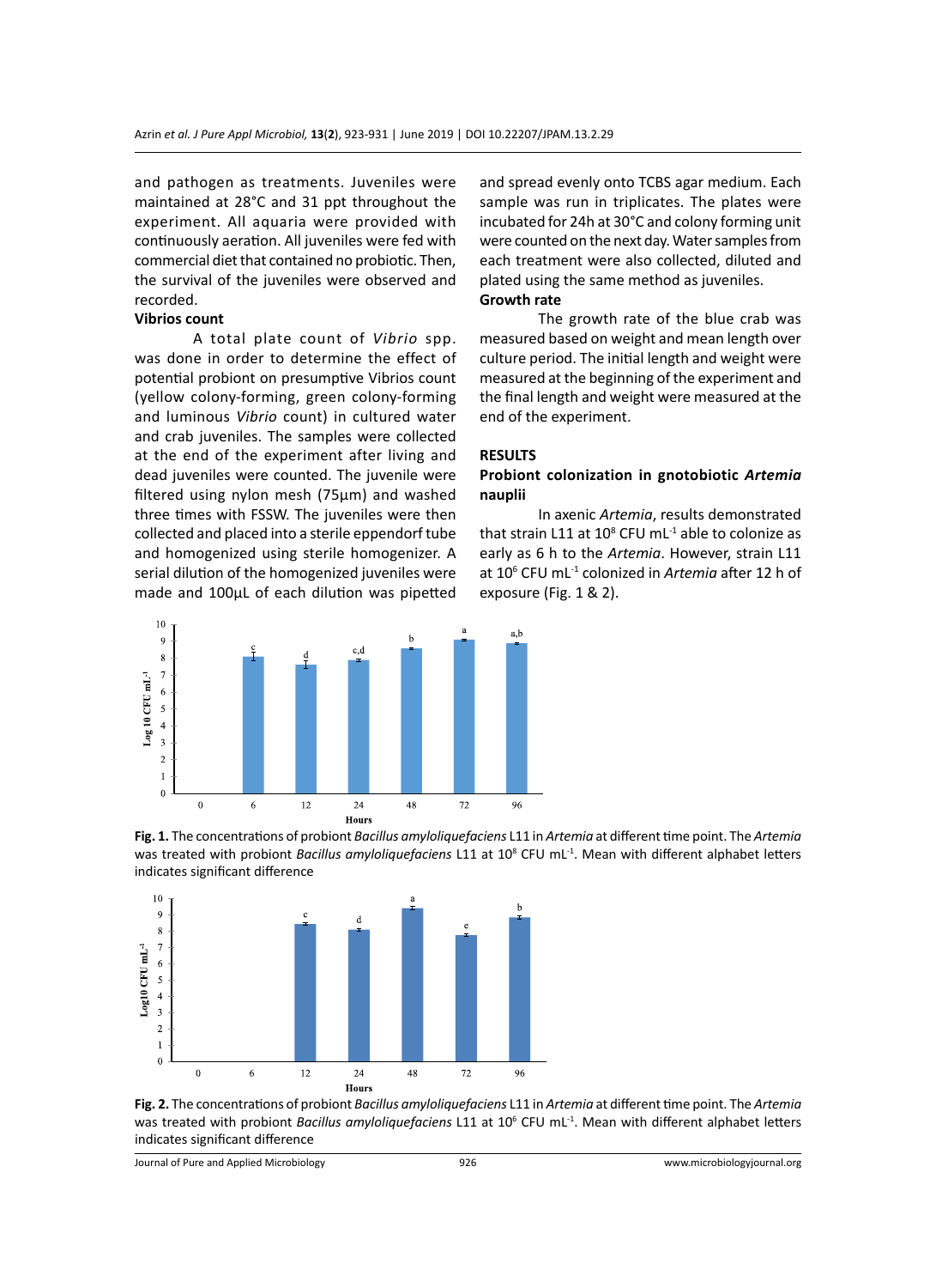and pathogen as treatments. Juveniles were maintained at 28°C and 31 ppt throughout the experiment. All aquaria were provided with continuously aeration. All juveniles were fed with commercial diet that contained no probiotic. Then, the survival of the juveniles were observed and recorded.

**Vibrios count**

A total plate count of *Vibrio* spp. was done in order to determine the effect of potential probiont on presumptive Vibrios count (yellow colony-forming, green colony-forming and luminous *Vibrio* count) in cultured water and crab juveniles. The samples were collected at the end of the experiment after living and dead juveniles were counted. The juvenile were filtered using nylon mesh (75µm) and washed three times with FSSW. The juveniles were then collected and placed into a sterile eppendorf tube and homogenized using sterile homogenizer. A serial dilution of the homogenized juveniles were made and 100µL of each dilution was pipetted and spread evenly onto TCBS agar medium. Each sample was run in triplicates. The plates were incubated for 24h at 30°C and colony forming unit were counted on the next day. Water samples from each treatment were also collected, diluted and plated using the same method as juveniles.

**Growth rate**

The growth rate of the blue crab was measured based on weight and mean length over culture period. The initial length and weight were measured at the beginning of the experiment and the final length and weight were measured at the end of the experiment.

## RESULTS

### Probiont colonization in gnotobiotic *Artemia* nauplii

In axenic *Artemia*, results demonstrated that strain L11 at $10^8$ CFU mL$^{-1}$ able to colonize as early as 6 h to the *Artemia*. However, strain L11 at $10^6$ CFU mL$^{-1}$ colonized in *Artemia* after 12 h of exposure (Fig. 1 & 2).

**Fig. 1.** The concentrations of probiont *Bacillus amyloliquefaciens* L11 in *Artemia* at different time point. The *Artemia* was treated with probiont *Bacillus amyloliquefaciens* L11 at $10^8$ CFU mL$^{-1}$. Mean with different alphabet letters indicates significant difference

**Fig. 2.** The concentrations of probiont *Bacillus amyloliquefaciens* L11 in *Artemia* at different time point. The *Artemia* was treated with probiont *Bacillus amyloliquefaciens* L11 at $10^6$ CFU mL$^{-1}$. Mean with different alphabet letters indicates significant difference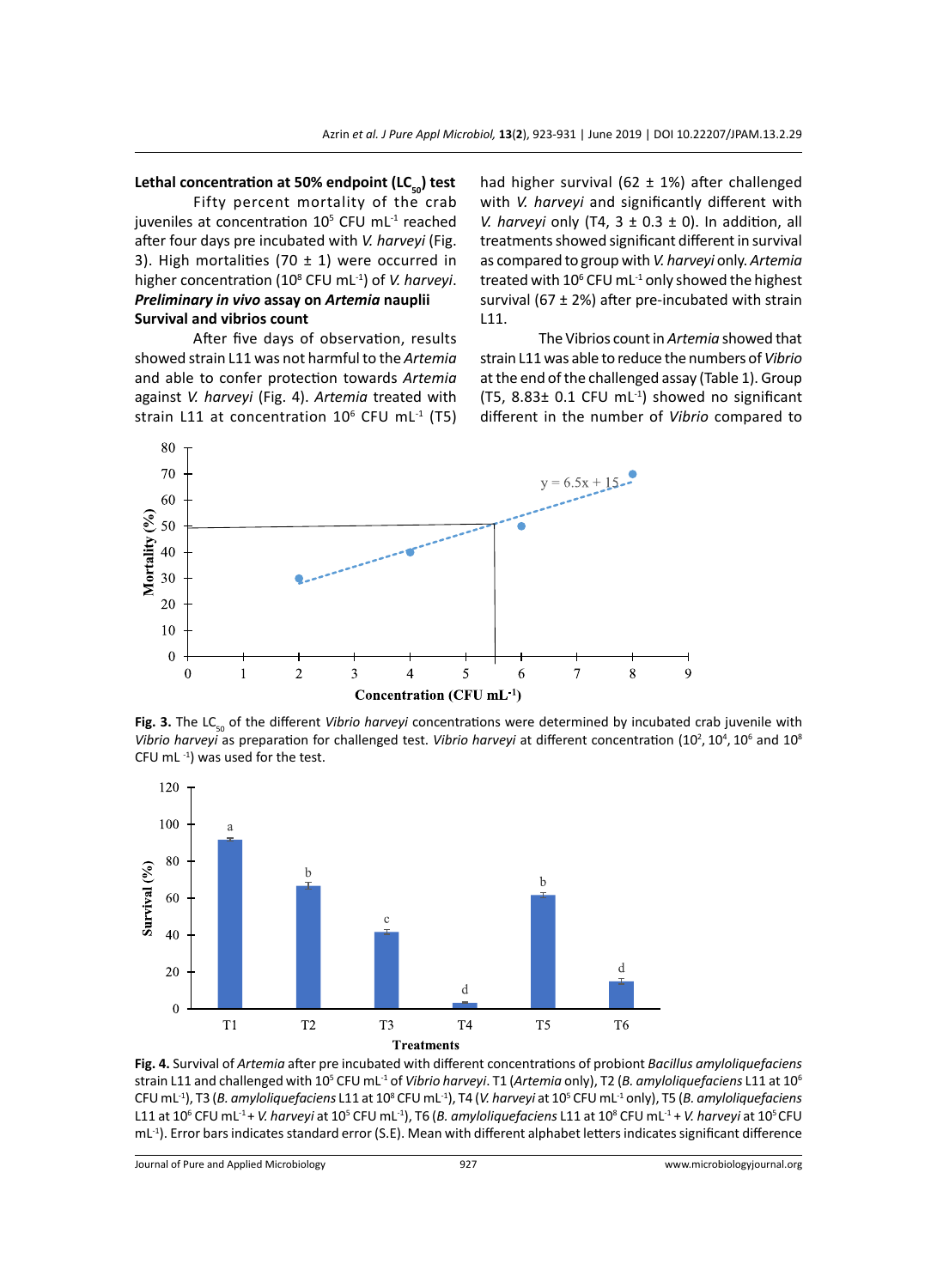### Lethal concentration at 50% endpoint ($LC_{50}$) test

Fifty percent mortality of the crab juveniles at concentration $10^5$ CFU $mL^{-1}$ reached after four days pre incubated with *V. harveyi* (Fig. 3). High mortalities (70 ± 1) were occurred in higher concentration ($10^8$ CFU $mL^{-1}$) of *V. harveyi*.

### *Preliminary in vivo* assay on *Artemia* nauplii

#### Survival and vibrios count

After five days of observation, results showed strain L11 was not harmful to the *Artemia* and able to confer protection towards *Artemia* against *V. harveyi* (Fig. 4). *Artemia* treated with strain L11 at concentration $10^6$ CFU $mL^{-1}$ (T5) had higher survival (62 ± 1%) after challenged with *V. harveyi* and significantly different with *V. harveyi* only (T4, 3 ± 0.3 ± 0). In addition, all treatments showed significant different in survival as compared to group with *V. harveyi* only. *Artemia* treated with $10^6$ CFU $mL^{-1}$ only showed the highest survival (67 ± 2%) after pre-incubated with strain L11.

The Vibrios count in *Artemia* showed that strain L11 was able to reduce the numbers of *Vibrio* at the end of the challenged assay (Table 1). Group (T5, 8.83± 0.1 CFU $mL^{-1}$) showed no significant different in the number of *Vibrio* compared to

**Fig. 3.** The $LC_{50}$ of the different *Vibrio harveyi* concentrations were determined by incubated crab juvenile with *Vibrio harveyi* as preparation for challenged test. *Vibrio harveyi* at different concentration ($10^2$, $10^4$, $10^6$ and $10^8$ CFU $mL^{-1}$) was used for the test.

**Fig. 4.** Survival of *Artemia* after pre incubated with different concentrations of probiont *Bacillus amyloliquefaciens* strain L11 and challenged with $10^5$ CFU $mL^{-1}$ of *Vibrio harveyi*. T1 (*Artemia* only), T2 (*B. amyloliquefaciens* L11 at $10^6$ CFU $mL^{-1}$), T3 (*B. amyloliquefaciens* L11 at $10^8$ CFU $mL^{-1}$), T4 (*V. harveyi* at $10^5$ CFU $mL^{-1}$ only), T5 (*B. amyloliquefaciens* L11 at $10^6$ CFU $mL^{-1}$ + *V. harveyi* at $10^5$ CFU $mL^{-1}$), T6 (*B. amyloliquefaciens* L11 at $10^8$ CFU $mL^{-1}$ + *V. harveyi* at $10^5$ CFU $mL^{-1}$). Error bars indicates standard error (S.E). Mean with different alphabet letters indicates significant difference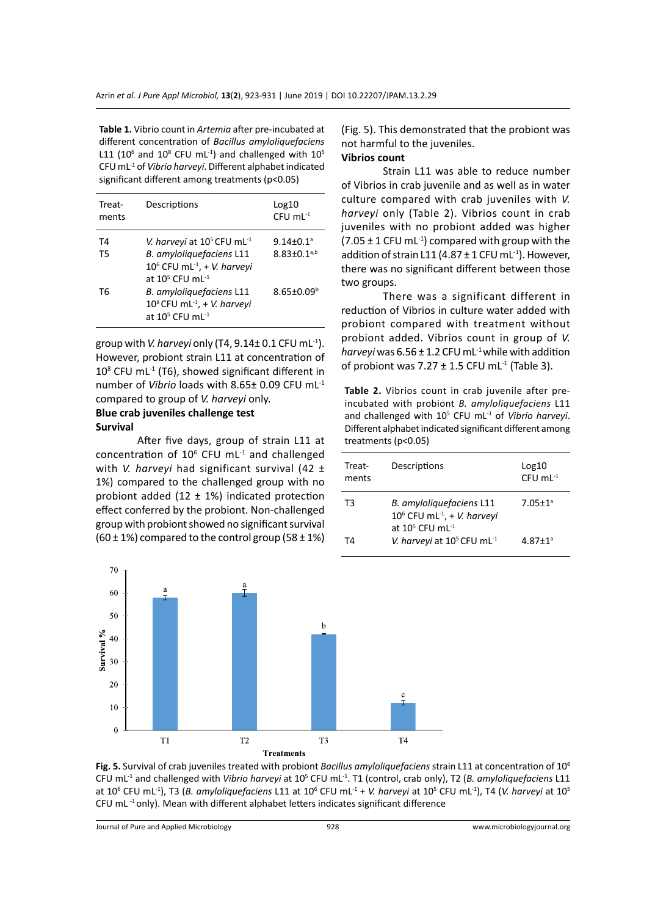**Table 1.** Vibrio count in *Artemia* after pre-incubated at different concentration of *Bacillus amyloliquefaciens* L11 ($10^6$ and $10^8$ CFU $mL^{-1}$) and challenged with $10^5$ CFU $mL^{-1}$ of *Vibrio harveyi*. Different alphabet indicated significant different among treatments ($p<0.05$)

| Treat-ments | Descriptions | Log10 CFU $mL^{-1}$ |
|---|---|---|
| T4 | *V. harveyi* at $10^5$ CFU $mL^{-1}$ | $9.14\pm0.1^a$ |
| T5 | *B. amyloliquefaciens* L11 $10^6$ CFU $mL^{-1}$, + *V. harveyi* at $10^5$ CFU $mL^{-1}$ | $8.83\pm0.1^{a,b}$ |
| T6 | *B. amyloliquefaciens* L11 $10^8$ CFU $mL^{-1}$, + *V. harveyi* at $10^5$ CFU $mL^{-1}$ | $8.65\pm0.09^b$ |

group with *V. harveyi* only (T4, 9.14± 0.1 CFU $mL^{-1}$). However, probiont strain L11 at concentration of $10^8$ CFU $mL^{-1}$ (T6), showed significant different in number of *Vibrio* loads with 8.65± 0.09 CFU $mL^{-1}$ compared to group of *V. harveyi* only.

**Blue crab juveniles challenge test**

**Survival**

After five days, group of strain L11 at concentration of $10^6$ CFU $mL^{-1}$ and challenged with *V. harveyi* had significant survival (42 ± 1%) compared to the challenged group with no probiont added (12 ± 1%) indicated protection effect conferred by the probiont. Non-challenged group with probiont showed no significant survival (60 ± 1%) compared to the control group (58 ± 1%) (Fig. 5). This demonstrated that the probiont was not harmful to the juveniles.

**Vibrios count**

Strain L11 was able to reduce number of Vibrios in crab juvenile and as well as in water culture compared with crab juveniles with *V. harveyi* only (Table 2). Vibrios count in crab juveniles with no probiont added was higher (7.05 ± 1 CFU $mL^{-1}$) compared with group with the addition of strain L11 (4.87 ± 1 CFU $mL^{-1}$). However, there was no significant different between those two groups.

There was a significant different in reduction of Vibrios in culture water added with probiont compared with treatment without probiont added. Vibrios count in group of *V. harveyi* was 6.56 ± 1.2 CFU $mL^{-1}$ while with addition of probiont was 7.27 ± 1.5 CFU $mL^{-1}$ (Table 3).

**Table 2.** Vibrios count in crab juvenile after pre-incubated with probiont *B. amyloliquefaciens* L11 and challenged with $10^5$ CFU $mL^{-1}$ of *Vibrio harveyi*. Different alphabet indicated significant different among treatments ($p<0.05$)

| Treat-ments | Descriptions | Log10 CFU $mL^{-1}$ |
|---|---|---|
| T3 | *B. amyloliquefaciens* L11 $10^6$ CFU $mL^{-1}$, + *V. harveyi* at $10^5$ CFU $mL^{-1}$ | $7.05\pm1^a$ |
| T4 | *V. harveyi* at $10^5$ CFU $mL^{-1}$ | $4.87\pm1^a$ |

**Fig. 5.** Survival of crab juveniles treated with probiont *Bacillus amyloliquefaciens* strain L11 at concentration of $10^6$ CFU $mL^{-1}$ and challenged with *Vibrio harveyi* at $10^5$ CFU $mL^{-1}$. T1 (control, crab only), T2 (*B. amyloliquefaciens* L11 at $10^6$ CFU $mL^{-1}$), T3 (*B. amyloliquefaciens* L11 at $10^6$ CFU $mL^{-1}$ + *V. harveyi* at $10^5$ CFU $mL^{-1}$), T4 (*V. harveyi* at $10^5$ CFU $mL^{-1}$ only). Mean with different alphabet letters indicates significant difference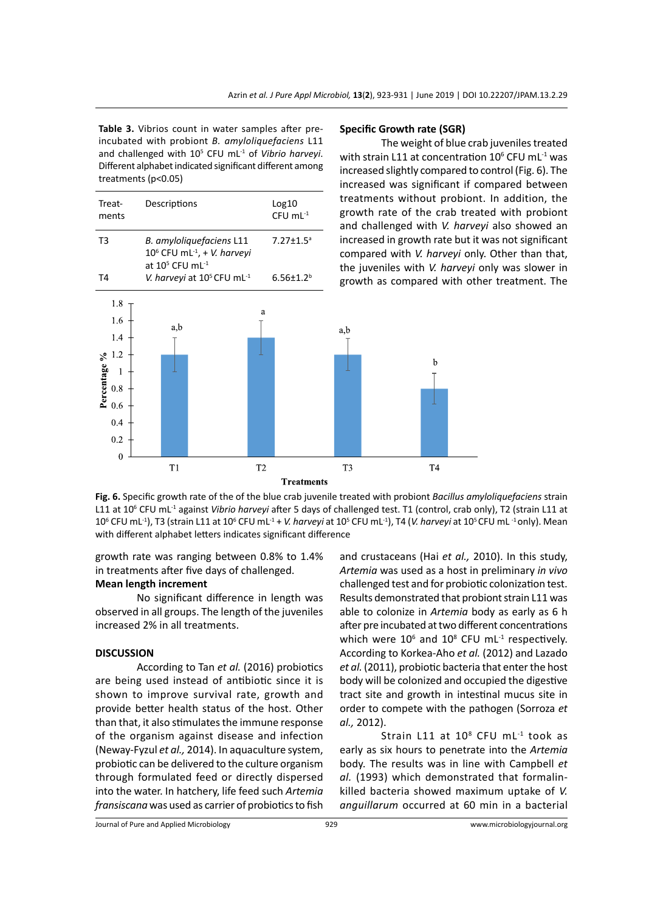**Table 3.** Vibrios count in water samples after pre-incubated with probiont *B. amyloliquefaciens* L11 and challenged with $10^5$ CFU mL$^{-1}$ of *Vibrio harveyi*. Different alphabet indicated significant different among treatments (p<0.05)

| Treat-ments | Descriptions | Log10 CFU mL$^{-1}$ |
|---|---|---|
| T3 | *B. amyloliquefaciens* L11 $10^6$ CFU mL$^{-1}$, + *V. harveyi* at $10^5$ CFU mL$^{-1}$ | 7.27±1.5$^a$ |
| T4 | *V. harveyi* at $10^5$ CFU mL$^{-1}$ | 6.56±1.2$^b$ |

**Specific Growth rate (SGR)**

The weight of blue crab juveniles treated with strain L11 at concentration $10^6$ CFU mL$^{-1}$ was increased slightly compared to control (Fig. 6). The increased was significant if compared between treatments without probiont. In addition, the growth rate of the crab treated with probiont and challenged with *V. harveyi* also showed an increased in growth rate but it was not significant compared with *V. harveyi* only. Other than that, the juveniles with *V. harveyi* only was slower in growth as compared with other treatment. The growth rate was ranging between 0.8% to 1.4% in treatments after five days of challenged.

**Fig. 6.** Specific growth rate of the of the blue crab juvenile treated with probiont *Bacillus amyloliquefaciens* strain L11 at $10^6$ CFU mL$^{-1}$ against *Vibrio harveyi* after 5 days of challenged test. T1 (control, crab only), T2 (strain L11 at $10^6$ CFU mL$^{-1}$), T3 (strain L11 at $10^6$ CFU mL$^{-1}$ + *V. harveyi* at $10^5$ CFU mL$^{-1}$), T4 (*V. harveyi* at $10^5$ CFU mL$^{-1}$ only). Mean with different alphabet letters indicates significant difference

**Mean length increment**

No significant difference in length was observed in all groups. The length of the juveniles increased 2% in all treatments.

## DISCUSSION

According to Tan *et al.* (2016) probiotics are being used instead of antibiotic since it is shown to improve survival rate, growth and provide better health status of the host. Other than that, it also stimulates the immune response of the organism against disease and infection (Neway-Fyzul *et al.,* 2014). In aquaculture system, probiotic can be delivered to the culture organism through formulated feed or directly dispersed into the water. In hatchery, life feed such *Artemia fransiscana* was used as carrier of probiotics to fish and crustaceans (Hai *et al.,* 2010). In this study, *Artemia* was used as a host in preliminary *in vivo* challenged test and for probiotic colonization test. Results demonstrated that probiont strain L11 was able to colonize in *Artemia* body as early as 6 h after pre incubated at two different concentrations which were $10^6$ and $10^8$ CFU mL$^{-1}$ respectively. According to Korkea-Aho *et al.* (2012) and Lazado *et al.* (2011), probiotic bacteria that enter the host body will be colonized and occupied the digestive tract site and growth in intestinal mucus site in order to compete with the pathogen (Sorroza *et al.,* 2012).

Strain L11 at $10^8$ CFU mL$^{-1}$ took as early as six hours to penetrate into the *Artemia* body. The results was in line with Campbell *et al.* (1993) which demonstrated that formalin-killed bacteria showed maximum uptake of *V. anguillarum* occurred at 60 min in a bacterial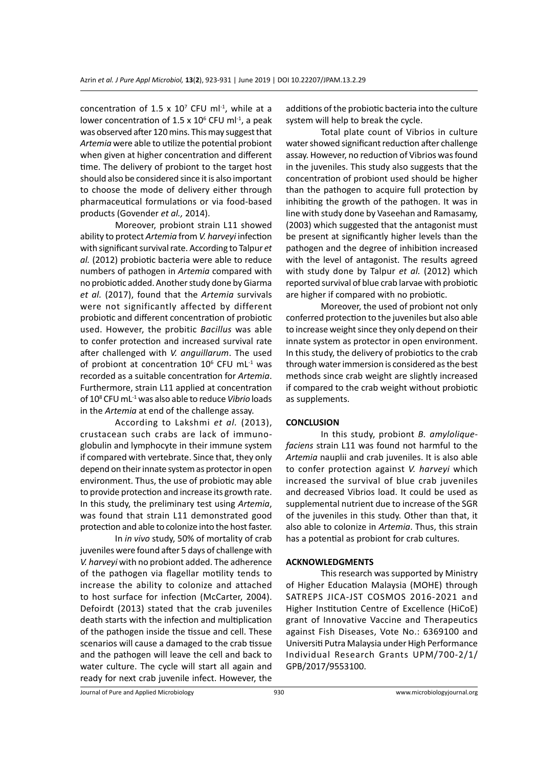concentration of 1.5 x $10^7$ CFU $ml^{-1}$, while at a lower concentration of 1.5 x $10^6$ CFU $ml^{-1}$, a peak was observed after 120 mins. This may suggest that *Artemia* were able to utilize the potential probiont when given at higher concentration and different time. The delivery of probiont to the target host should also be considered since it is also important to choose the mode of delivery either through pharmaceutical formulations or via food-based products (Govender *et al.,* 2014).

Moreover, probiont strain L11 showed ability to protect *Artemia* from *V. harveyi* infection with significant survival rate. According to Talpur *et al.* (2012) probiotic bacteria were able to reduce numbers of pathogen in *Artemia* compared with no probiotic added. Another study done by Giarma *et al.* (2017), found that the *Artemia* survivals were not significantly affected by different probiotic and different concentration of probiotic used. However, the probitic *Bacillus* was able to confer protection and increased survival rate after challenged with *V. anguillarum*. The used of probiont at concentration $10^6$ CFU $mL^{-1}$ was recorded as a suitable concentration for *Artemia*. Furthermore, strain L11 applied at concentration of $10^8$ CFU $mL^{-1}$ was also able to reduce *Vibrio* loads in the *Artemia* at end of the challenge assay.

According to Lakshmi *et al*. (2013), crustacean such crabs are lack of immunoglobulin and lymphocyte in their immune system if compared with vertebrate. Since that, they only depend on their innate system as protector in open environment. Thus, the use of probiotic may able to provide protection and increase its growth rate. In this study, the preliminary test using *Artemia*, was found that strain L11 demonstrated good protection and able to colonize into the host faster.

In *in vivo* study, 50% of mortality of crab juveniles were found after 5 days of challenge with *V. harveyi* with no probiont added. The adherence of the pathogen via flagellar motility tends to increase the ability to colonize and attached to host surface for infection (McCarter, 2004). Defoirdt (2013) stated that the crab juveniles death starts with the infection and multiplication of the pathogen inside the tissue and cell. These scenarios will cause a damaged to the crab tissue and the pathogen will leave the cell and back to water culture. The cycle will start all again and ready for next crab juvenile infect. However, the additions of the probiotic bacteria into the culture system will help to break the cycle.

Total plate count of Vibrios in culture water showed significant reduction after challenge assay. However, no reduction of Vibrios was found in the juveniles. This study also suggests that the concentration of probiont used should be higher than the pathogen to acquire full protection by inhibiting the growth of the pathogen. It was in line with study done by Vaseehan and Ramasamy, (2003) which suggested that the antagonist must be present at significantly higher levels than the pathogen and the degree of inhibition increased with the level of antagonist. The results agreed with study done by Talpur *et al.* (2012) which reported survival of blue crab larvae with probiotic are higher if compared with no probiotic.

Moreover, the used of probiont not only conferred protection to the juveniles but also able to increase weight since they only depend on their innate system as protector in open environment. In this study, the delivery of probiotics to the crab through water immersion is considered as the best methods since crab weight are slightly increased if compared to the crab weight without probiotic as supplements.

## CONCLUSION

In this study, probiont *B. amyloliquefaciens* strain L11 was found not harmful to the *Artemia* nauplii and crab juveniles. It is also able to confer protection against *V. harveyi* which increased the survival of blue crab juveniles and decreased Vibrios load. It could be used as supplemental nutrient due to increase of the SGR of the juveniles in this study. Other than that, it also able to colonize in *Artemia*. Thus, this strain has a potential as probiont for crab cultures.

## ACKNOWLEDGMENTS

This research was supported by Ministry of Higher Education Malaysia (MOHE) through SATREPS JICA-JST COSMOS 2016-2021 and Higher Institution Centre of Excellence (HiCoE) grant of Innovative Vaccine and Therapeutics against Fish Diseases, Vote No.: 6369100 and Universiti Putra Malaysia under High Performance Individual Research Grants UPM/700-2/1/GPB/2017/9553100.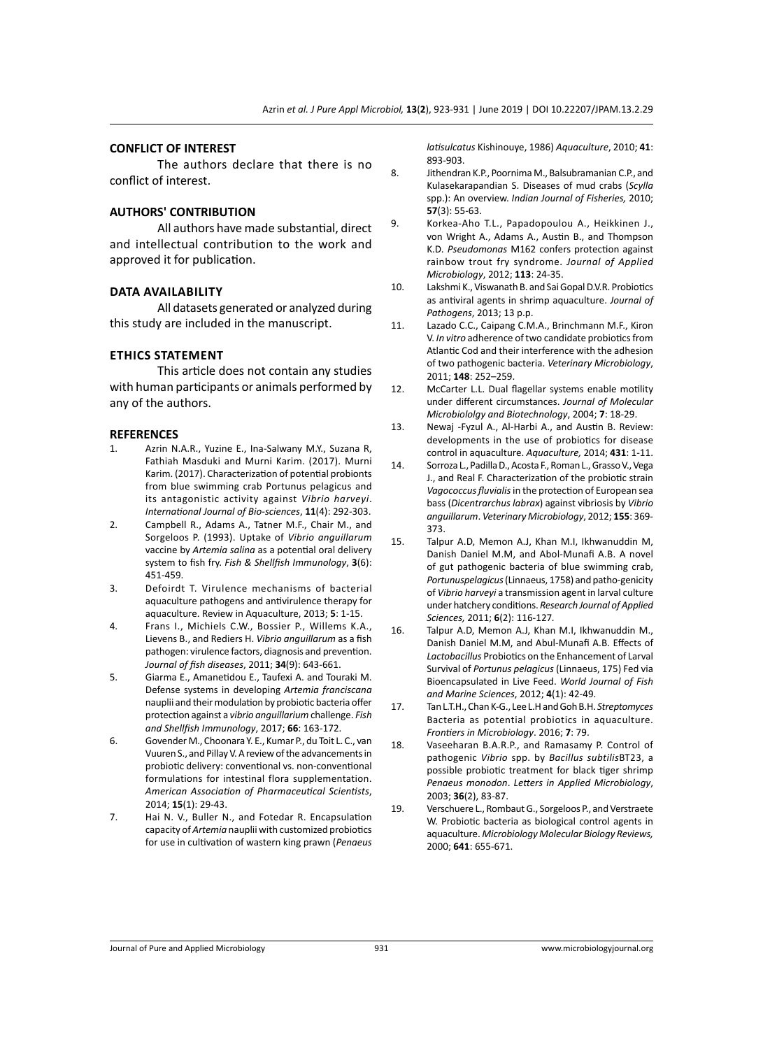## CONFLICT OF INTEREST

The authors declare that there is no conflict of interest.

## AUTHORS' CONTRIBUTION

All authors have made substantial, direct and intellectual contribution to the work and approved it for publication.

## DATA AVAILABILITY

All datasets generated or analyzed during this study are included in the manuscript.

## ETHICS STATEMENT

This article does not contain any studies with human participants or animals performed by any of the authors.

## REFERENCES

1. Azrin N.A.R., Yuzine E., Ina-Salwany M.Y., Suzana R, Fathiah Masduki and Murni Karim. (2017). Murni Karim. (2017). Characterization of potential probionts from blue swimming crab Portunus pelagicus and its antagonistic activity against *Vibrio harveyi*. *International Journal of Bio-sciences*, **11**(4): 292-303.
2. Campbell R., Adams A., Tatner M.F., Chair M., and Sorgeloos P. (1993). Uptake of *Vibrio anguillarum* vaccine by *Artemia salina* as a potential oral delivery system to fish fry. *Fish & Shellfish Immunology*, **3**(6): 451-459.
3. Defoirdt T. Virulence mechanisms of bacterial aquaculture pathogens and antivirulence therapy for aquaculture. Review in Aquaculture, 2013; **5**: 1-15.
4. Frans I., Michiels C.W., Bossier P., Willems K.A., Lievens B., and Rediers H. *Vibrio anguillarum* as a fish pathogen: virulence factors, diagnosis and prevention. *Journal of fish diseases*, 2011; **34**(9): 643-661.
5. Giarma E., Amanetidou E., Taufexi A. and Touraki M. Defense systems in developing *Artemia franciscana* nauplii and their modulation by probiotic bacteria offer protection against a *vibrio anguillarium* challenge. *Fish and Shellfish Immunology*, 2017; **66**: 163-172.
6. Govender M., Choonara Y. E., Kumar P., du Toit L. C., van Vuuren S., and Pillay V. A review of the advancements in probiotic delivery: conventional vs. non-conventional formulations for intestinal flora supplementation. *American Association of Pharmaceutical Scientists*, 2014; **15**(1): 29-43.
7. Hai N. V., Buller N., and Fotedar R. Encapsulation capacity of *Artemia* nauplii with customized probiotics for use in cultivation of wastern king prawn (*Penaeus latisulcatus* Kishinouye, 1986) *Aquaculture*, 2010; **41**: 893-903.
8. Jithendran K.P., Poornima M., Balsubramanian C.P., and Kulasekarapandian S. Diseases of mud crabs (*Scylla* spp.): An overview. *Indian Journal of Fisheries,* 2010; **57**(3): 55-63.
9. Korkea-Aho T.L., Papadopoulou A., Heikkinen J., von Wright A., Adams A., Austin B., and Thompson K.D. *Pseudomonas* M162 confers protection against rainbow trout fry syndrome. *Journal of Applied Microbiology*, 2012; **113**: 24-35.
10. Lakshmi K., Viswanath B. and Sai Gopal D.V.R. Probiotics as antiviral agents in shrimp aquaculture. *Journal of Pathogens*, 2013; 13 p.p.
11. Lazado C.C., Caipang C.M.A., Brinchmann M.F., Kiron V. *In vitro* adherence of two candidate probiotics from Atlantic Cod and their interference with the adhesion of two pathogenic bacteria. *Veterinary Microbiology*, 2011; **148**: 252–259.
12. McCarter L.L. Dual flagellar systems enable motility under different circumstances. *Journal of Molecular Microbiololgy and Biotechnology*, 2004; **7**: 18-29.
13. Newaj -Fyzul A., Al-Harbi A., and Austin B. Review: developments in the use of probiotics for disease control in aquaculture. *Aquaculture,* 2014; **431**: 1-11.
14. Sorroza L., Padilla D., Acosta F., Roman L., Grasso V., Vega J., and Real F. Characterization of the probiotic strain *Vagococcus fluvialis* in the protection of European sea bass (*Dicentrarchus labrax*) against vibriosis by *Vibrio anguillarum*. *Veterinary Microbiology*, 2012; **155**: 369-373.
15. Talpur A.D, Memon A.J, Khan M.I, Ikhwanuddin M, Danish Daniel M.M, and Abol-Munafi A.B. A novel of gut pathogenic bacteria of blue swimming crab, *Portunuspelagicus* (Linnaeus, 1758) and patho-genicity of *Vibrio harveyi* a transmission agent in larval culture under hatchery conditions. *Research Journal of Applied Sciences,* 2011; **6**(2): 116-127.
16. Talpur A.D, Memon A.J, Khan M.I, Ikhwanuddin M., Danish Daniel M.M, and Abul-Munafi A.B. Effects of *Lactobacillus* Probiotics on the Enhancement of Larval Survival of *Portunus pelagicus* (Linnaeus, 175) Fed via Bioencapsulated in Live Feed. *World Journal of Fish and Marine Sciences*, 2012; **4**(1): 42-49.
17. Tan L.T.H., Chan K-G., Lee L.H and Goh B.H. *Streptomyces* Bacteria as potential probiotics in aquaculture. *Frontiers in Microbiology*. 2016; **7**: 79.
18. Vaseeharan B.A.R.P., and Ramasamy P. Control of pathogenic *Vibrio* spp. by *Bacillus subtilis*BT23, a possible probiotic treatment for black tiger shrimp *Penaeus monodon*. *Letters in Applied Microbiology*, 2003; **36**(2), 83-87.
19. Verschuere L., Rombaut G., Sorgeloos P., and Verstraete W. Probiotic bacteria as biological control agents in aquaculture. *Microbiology Molecular Biology Reviews,* 2000; **641**: 655-671.